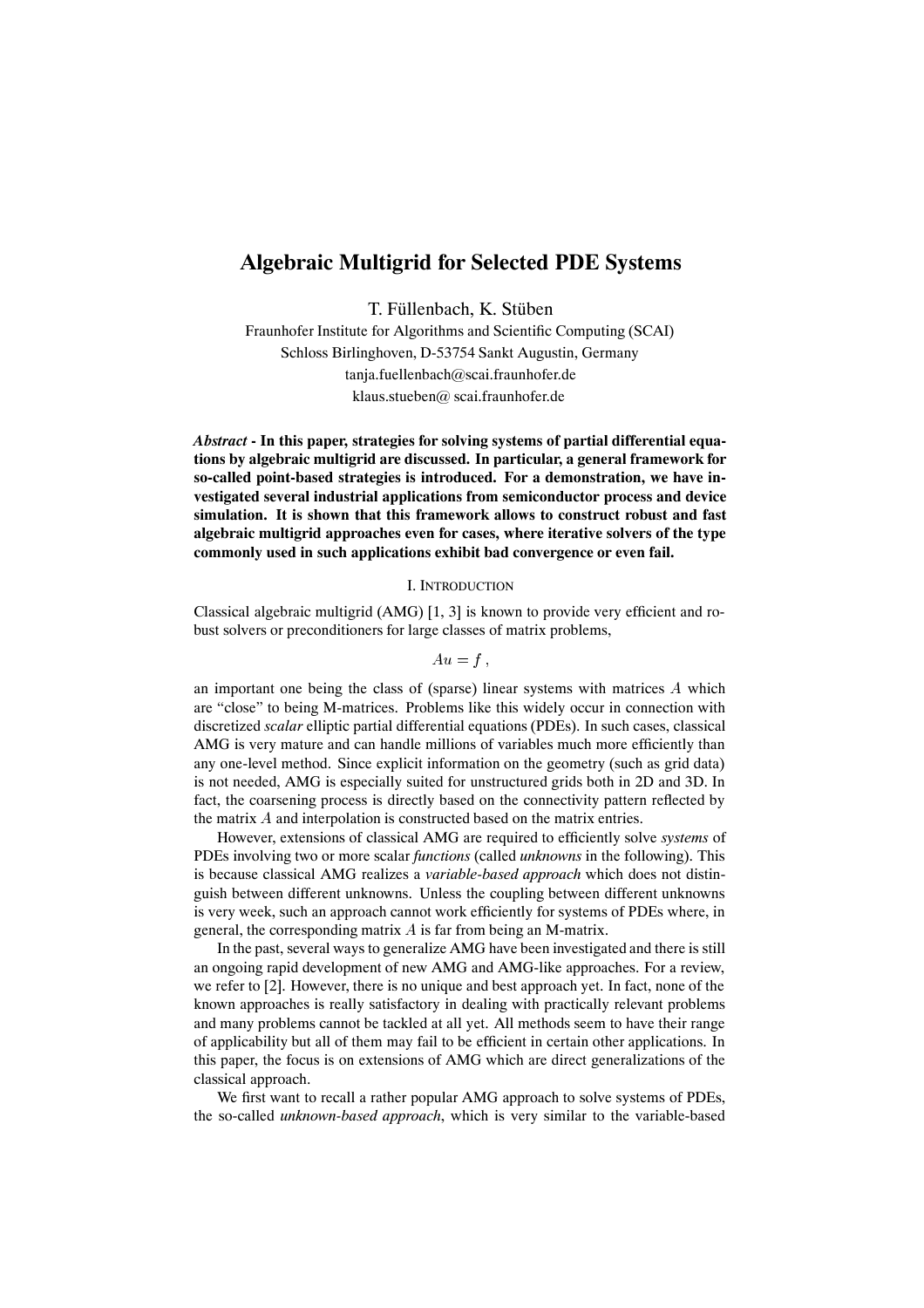# Algebraic Multigrid for Selected PDE Systems

T. Füllenbach, K. Stüben

Fraunhofer Institute for Algorithms and Scientific Computing (SCAI)
Schloss Birlinghoven, D-53754 Sankt Augustin, Germany
tanja.fuellenbach@scai.fraunhofer.de
klaus.stueben@ scai.fraunhofer.de

***Abstract*** **- In this paper, strategies for solving systems of partial differential equations by algebraic multigrid are discussed. In particular, a general framework for so-called point-based strategies is introduced. For a demonstration, we have investigated several industrial applications from semiconductor process and device simulation. It is shown that this framework allows to construct robust and fast algebraic multigrid approaches even for cases, where iterative solvers of the type commonly used in such applications exhibit bad convergence or even fail.**

## I. Introduction

Classical algebraic multigrid (AMG) [1, 3] is known to provide very efficient and robust solvers or preconditioners for large classes of matrix problems,

$$Au = f\,,$$

an important one being the class of (sparse) linear systems with matrices $A$ which are "close" to being M-matrices. Problems like this widely occur in connection with discretized *scalar* elliptic partial differential equations (PDEs). In such cases, classical AMG is very mature and can handle millions of variables much more efficiently than any one-level method. Since explicit information on the geometry (such as grid data) is not needed, AMG is especially suited for unstructured grids both in 2D and 3D. In fact, the coarsening process is directly based on the connectivity pattern reflected by the matrix $A$ and interpolation is constructed based on the matrix entries.

However, extensions of classical AMG are required to efficiently solve *systems* of PDEs involving two or more scalar *functions* (called *unknowns* in the following). This is because classical AMG realizes a *variable-based approach* which does not distinguish between different unknowns. Unless the coupling between different unknowns is very week, such an approach cannot work efficiently for systems of PDEs where, in general, the corresponding matrix $A$ is far from being an M-matrix.

In the past, several ways to generalize AMG have been investigated and there is still an ongoing rapid development of new AMG and AMG-like approaches. For a review, we refer to [2]. However, there is no unique and best approach yet. In fact, none of the known approaches is really satisfactory in dealing with practically relevant problems and many problems cannot be tackled at all yet. All methods seem to have their range of applicability but all of them may fail to be efficient in certain other applications. In this paper, the focus is on extensions of AMG which are direct generalizations of the classical approach.

We first want to recall a rather popular AMG approach to solve systems of PDEs, the so-called *unknown-based approach*, which is very similar to the variable-based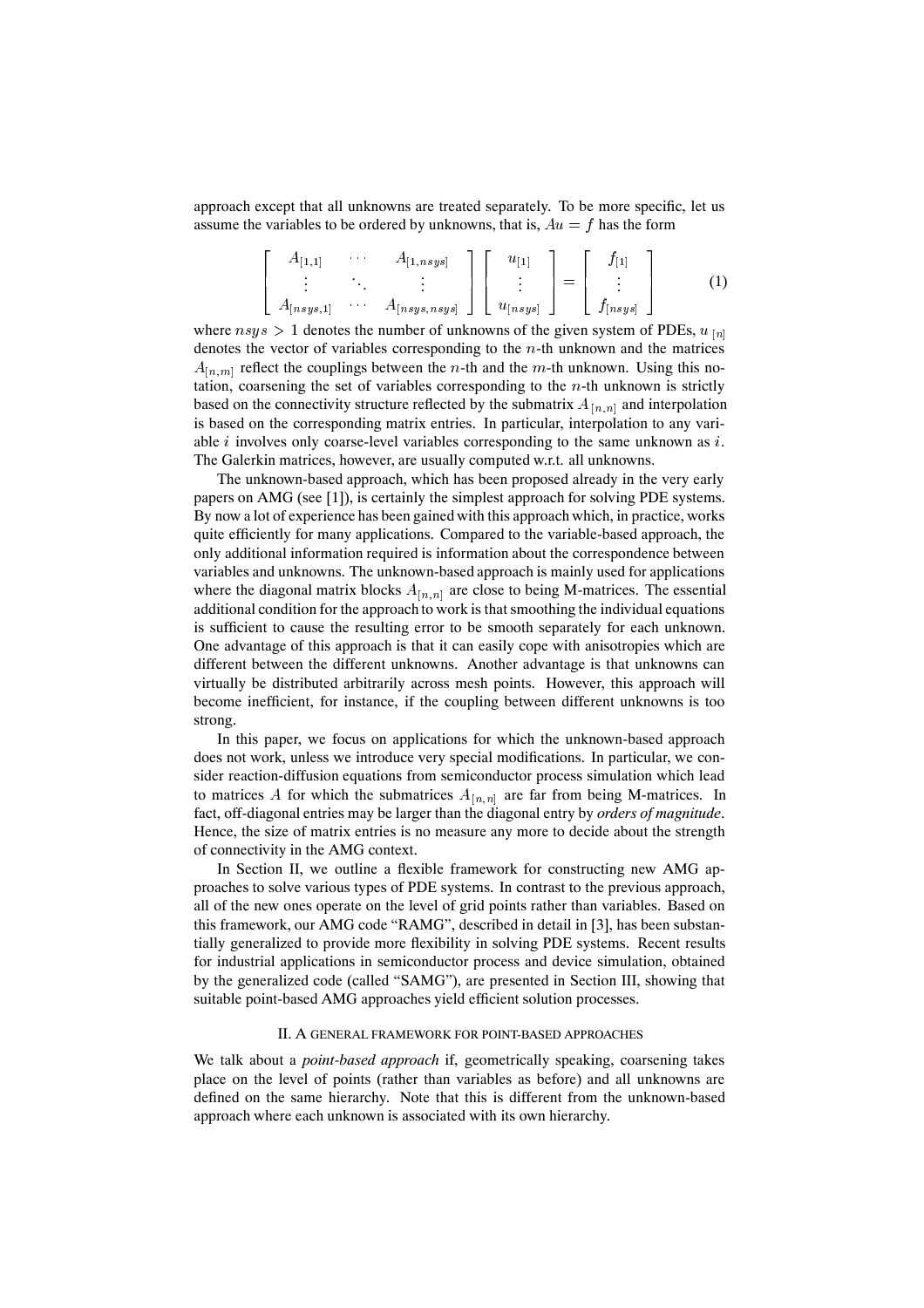approach except that all unknowns are treated separately. To be more specific, let us assume the variables to be ordered by unknowns, that is, $Au = f$ has the form

$$\begin{bmatrix} A_{[1,1]} & \cdots & A_{[1,nsys]} \\ \vdots & \ddots & \vdots \\ A_{[nsys,1]} & \cdots & A_{[nsys,nsys]} \end{bmatrix} \begin{bmatrix} u_{[1]} \\ \vdots \\ u_{[nsys]} \end{bmatrix} = \begin{bmatrix} f_{[1]} \\ \vdots \\ f_{[nsys]} \end{bmatrix} \tag{1}$$

where $nsys > 1$ denotes the number of unknowns of the given system of PDEs, $u_{[n]}$ denotes the vector of variables corresponding to the $n$-th unknown and the matrices $A_{[n,m]}$ reflect the couplings between the $n$-th and the $m$-th unknown. Using this notation, coarsening the set of variables corresponding to the $n$-th unknown is strictly based on the connectivity structure reflected by the submatrix $A_{[n,n]}$ and interpolation is based on the corresponding matrix entries. In particular, interpolation to any variable $i$ involves only coarse-level variables corresponding to the same unknown as $i$. The Galerkin matrices, however, are usually computed w.r.t. all unknowns.

The unknown-based approach, which has been proposed already in the very early papers on AMG (see [1]), is certainly the simplest approach for solving PDE systems. By now a lot of experience has been gained with this approach which, in practice, works quite efficiently for many applications. Compared to the variable-based approach, the only additional information required is information about the correspondence between variables and unknowns. The unknown-based approach is mainly used for applications where the diagonal matrix blocks $A_{[n,n]}$ are close to being M-matrices. The essential additional condition for the approach to work is that smoothing the individual equations is sufficient to cause the resulting error to be smooth separately for each unknown. One advantage of this approach is that it can easily cope with anisotropies which are different between the different unknowns. Another advantage is that unknowns can virtually be distributed arbitrarily across mesh points. However, this approach will become inefficient, for instance, if the coupling between different unknowns is too strong.

In this paper, we focus on applications for which the unknown-based approach does not work, unless we introduce very special modifications. In particular, we consider reaction-diffusion equations from semiconductor process simulation which lead to matrices $A$ for which the submatrices $A_{[n,n]}$ are far from being M-matrices. In fact, off-diagonal entries may be larger than the diagonal entry by *orders of magnitude*. Hence, the size of matrix entries is no measure any more to decide about the strength of connectivity in the AMG context.

In Section II, we outline a flexible framework for constructing new AMG approaches to solve various types of PDE systems. In contrast to the previous approach, all of the new ones operate on the level of grid points rather than variables. Based on this framework, our AMG code "RAMG", described in detail in [3], has been substantially generalized to provide more flexibility in solving PDE systems. Recent results for industrial applications in semiconductor process and device simulation, obtained by the generalized code (called "SAMG"), are presented in Section III, showing that suitable point-based AMG approaches yield efficient solution processes.

## II. A GENERAL FRAMEWORK FOR POINT-BASED APPROACHES

We talk about a *point-based approach* if, geometrically speaking, coarsening takes place on the level of points (rather than variables as before) and all unknowns are defined on the same hierarchy. Note that this is different from the unknown-based approach where each unknown is associated with its own hierarchy.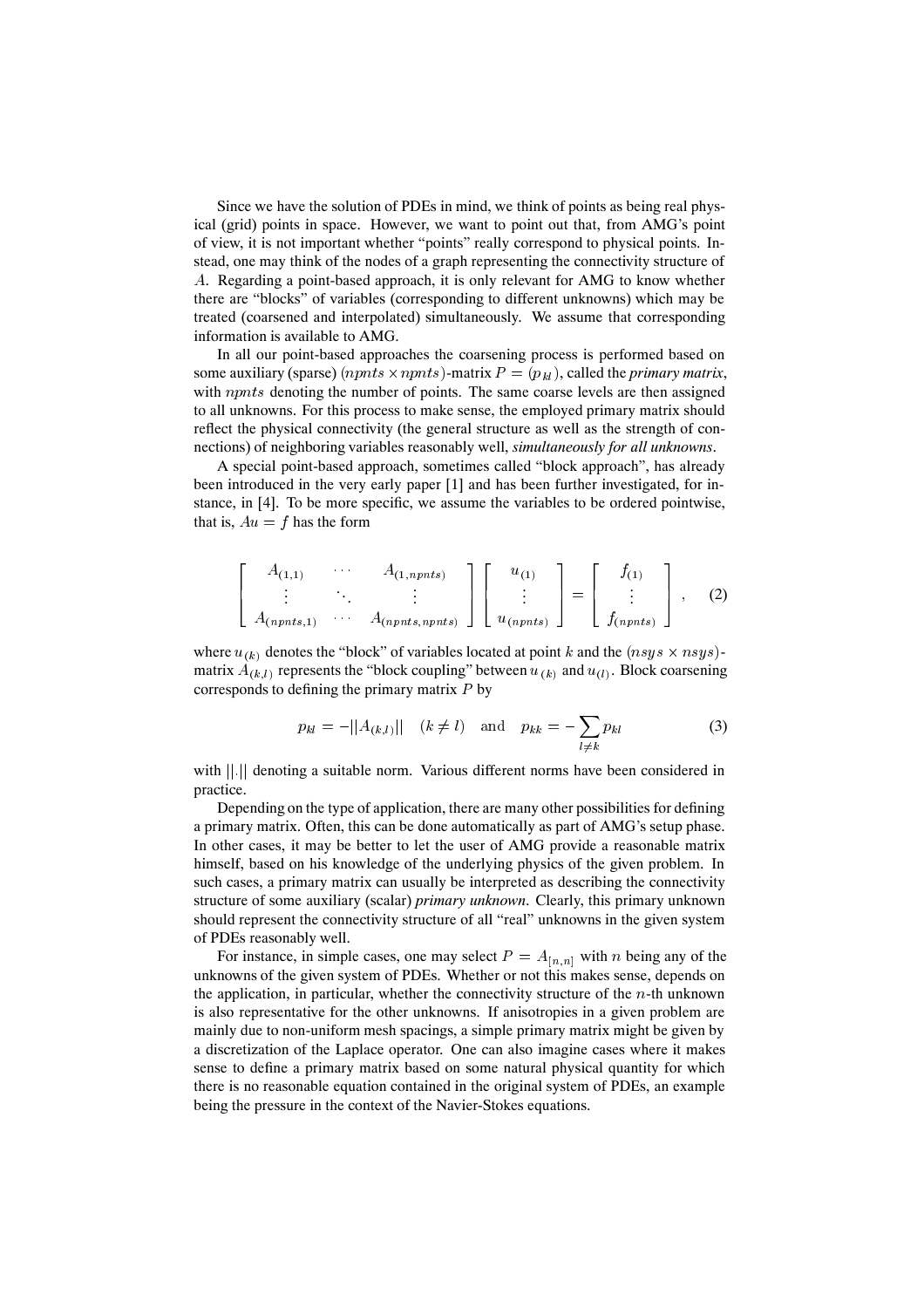Since we have the solution of PDEs in mind, we think of points as being real physical (grid) points in space. However, we want to point out that, from AMG's point of view, it is not important whether "points" really correspond to physical points. Instead, one may think of the nodes of a graph representing the connectivity structure of $A$. Regarding a point-based approach, it is only relevant for AMG to know whether there are "blocks" of variables (corresponding to different unknowns) which may be treated (coarsened and interpolated) simultaneously. We assume that corresponding information is available to AMG.

In all our point-based approaches the coarsening process is performed based on some auxiliary (sparse) $(npnts \times npnts)$-matrix $P = (p_{kl})$, called the *primary matrix*, with $npnts$ denoting the number of points. The same coarse levels are then assigned to all unknowns. For this process to make sense, the employed primary matrix should reflect the physical connectivity (the general structure as well as the strength of connections) of neighboring variables reasonably well, *simultaneously for all unknowns*.

A special point-based approach, sometimes called "block approach", has already been introduced in the very early paper [1] and has been further investigated, for instance, in [4]. To be more specific, we assume the variables to be ordered pointwise, that is, $Au = f$ has the form

$$
\begin{bmatrix} A_{(1,1)} & \cdots & A_{(1,npnts)} \\ \vdots & \ddots & \vdots \\ A_{(npnts,1)} & \cdots & A_{(npnts,npnts)} \end{bmatrix} \begin{bmatrix} u_{(1)} \\ \vdots \\ u_{(npnts)} \end{bmatrix} = \begin{bmatrix} f_{(1)} \\ \vdots \\ f_{(npnts)} \end{bmatrix}, \qquad (2)
$$

where $u_{(k)}$ denotes the "block" of variables located at point $k$ and the $(nsys \times nsys)$-matrix $A_{(k,l)}$ represents the "block coupling" between $u_{(k)}$ and $u_{(l)}$. Block coarsening corresponds to defining the primary matrix $P$ by

$$
p_{kl} = -||A_{(k,l)}|| \quad (k \neq l) \quad \text{and} \quad p_{kk} = -\sum_{l \neq k} p_{kl} \qquad (3)
$$

with $||.||$ denoting a suitable norm. Various different norms have been considered in practice.

Depending on the type of application, there are many other possibilities for defining a primary matrix. Often, this can be done automatically as part of AMG's setup phase. In other cases, it may be better to let the user of AMG provide a reasonable matrix himself, based on his knowledge of the underlying physics of the given problem. In such cases, a primary matrix can usually be interpreted as describing the connectivity structure of some auxiliary (scalar) *primary unknown*. Clearly, this primary unknown should represent the connectivity structure of all "real" unknowns in the given system of PDEs reasonably well.

For instance, in simple cases, one may select $P = A_{[n,n]}$ with $n$ being any of the unknowns of the given system of PDEs. Whether or not this makes sense, depends on the application, in particular, whether the connectivity structure of the $n$-th unknown is also representative for the other unknowns. If anisotropies in a given problem are mainly due to non-uniform mesh spacings, a simple primary matrix might be given by a discretization of the Laplace operator. One can also imagine cases where it makes sense to define a primary matrix based on some natural physical quantity for which there is no reasonable equation contained in the original system of PDEs, an example being the pressure in the context of the Navier-Stokes equations.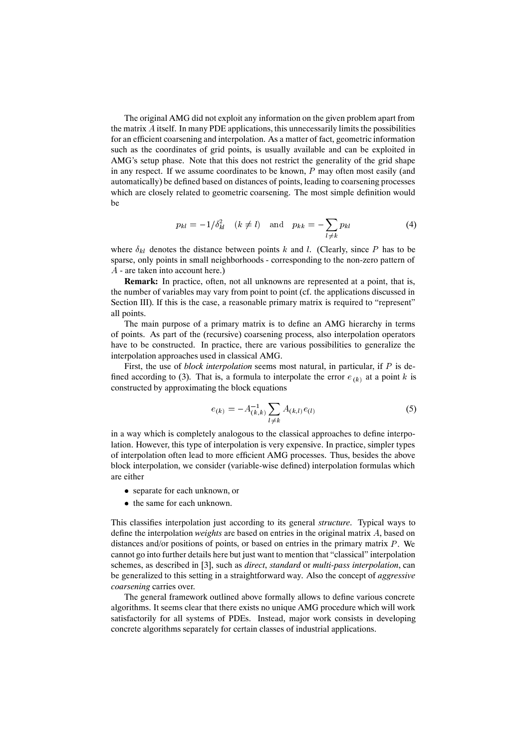The original AMG did not exploit any information on the given problem apart from the matrix $A$ itself. In many PDE applications, this unnecessarily limits the possibilities for an efficient coarsening and interpolation. As a matter of fact, geometric information such as the coordinates of grid points, is usually available and can be exploited in AMG's setup phase. Note that this does not restrict the generality of the grid shape in any respect. If we assume coordinates to be known, $P$ may often most easily (and automatically) be defined based on distances of points, leading to coarsening processes which are closely related to geometric coarsening. The most simple definition would be

$$p_{kl} = -1/\delta_{kl}^2 \quad (k \neq l) \quad \text{and} \quad p_{kk} = -\sum_{l \neq k} p_{kl} \tag{4}$$

where $\delta_{kl}$ denotes the distance between points $k$ and $l$. (Clearly, since $P$ has to be sparse, only points in small neighborhoods - corresponding to the non-zero pattern of $A$ - are taken into account here.)

**Remark:** In practice, often, not all unknowns are represented at a point, that is, the number of variables may vary from point to point (cf. the applications discussed in Section III). If this is the case, a reasonable primary matrix is required to "represent" all points.

The main purpose of a primary matrix is to define an AMG hierarchy in terms of points. As part of the (recursive) coarsening process, also interpolation operators have to be constructed. In practice, there are various possibilities to generalize the interpolation approaches used in classical AMG.

First, the use of *block interpolation* seems most natural, in particular, if $P$ is defined according to (3). That is, a formula to interpolate the error $e_{(k)}$ at a point $k$ is constructed by approximating the block equations

$$e_{(k)} = -A_{(k,k)}^{-1} \sum_{l \neq k} A_{(k,l)} e_{(l)} \tag{5}$$

in a way which is completely analogous to the classical approaches to define interpolation. However, this type of interpolation is very expensive. In practice, simpler types of interpolation often lead to more efficient AMG processes. Thus, besides the above block interpolation, we consider (variable-wise defined) interpolation formulas which are either

- separate for each unknown, or
- the same for each unknown.

This classifies interpolation just according to its general *structure*. Typical ways to define the interpolation *weights* are based on entries in the original matrix $A$, based on distances and/or positions of points, or based on entries in the primary matrix $P$. We cannot go into further details here but just want to mention that "classical" interpolation schemes, as described in [3], such as *direct*, *standard* or *multi-pass interpolation*, can be generalized to this setting in a straightforward way. Also the concept of *aggressive coarsening* carries over.

The general framework outlined above formally allows to define various concrete algorithms. It seems clear that there exists no unique AMG procedure which will work satisfactorily for all systems of PDEs. Instead, major work consists in developing concrete algorithms separately for certain classes of industrial applications.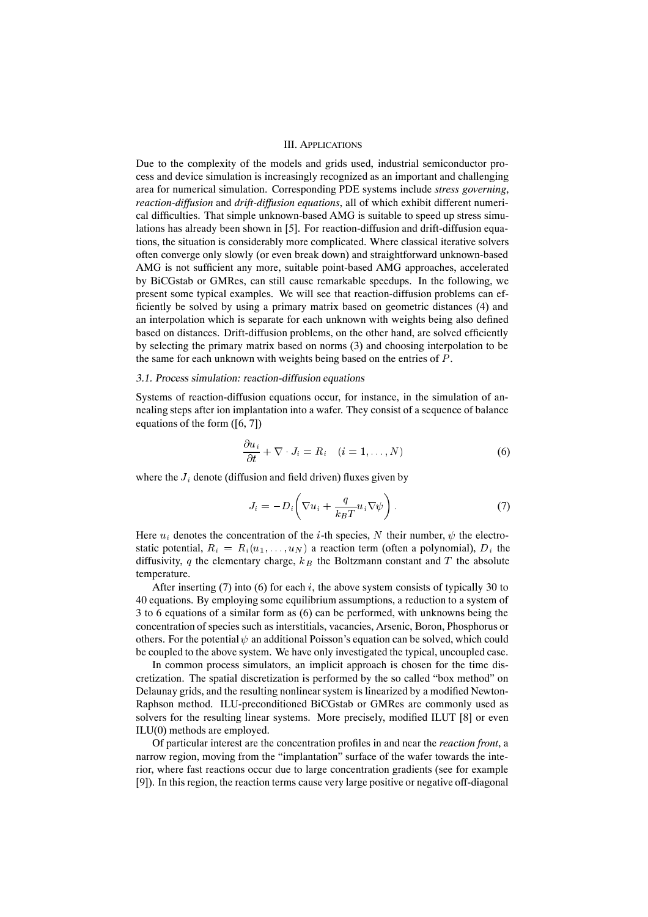## III. Applications

Due to the complexity of the models and grids used, industrial semiconductor process and device simulation is increasingly recognized as an important and challenging area for numerical simulation. Corresponding PDE systems include *stress governing*, *reaction-diffusion* and *drift-diffusion equations*, all of which exhibit different numerical difficulties. That simple unknown-based AMG is suitable to speed up stress simulations has already been shown in [5]. For reaction-diffusion and drift-diffusion equations, the situation is considerably more complicated. Where classical iterative solvers often converge only slowly (or even break down) and straightforward unknown-based AMG is not sufficient any more, suitable point-based AMG approaches, accelerated by BiCGstab or GMRes, can still cause remarkable speedups. In the following, we present some typical examples. We will see that reaction-diffusion problems can efficiently be solved by using a primary matrix based on geometric distances (4) and an interpolation which is separate for each unknown with weights being also defined based on distances. Drift-diffusion problems, on the other hand, are solved efficiently by selecting the primary matrix based on norms (3) and choosing interpolation to be the same for each unknown with weights being based on the entries of $P$.

### 3.1. Process simulation: reaction-diffusion equations

Systems of reaction-diffusion equations occur, for instance, in the simulation of annealing steps after ion implantation into a wafer. They consist of a sequence of balance equations of the form ([6, 7])

$$\frac{\partial u_i}{\partial t} + \nabla \cdot J_i = R_i \quad (i = 1, \ldots, N) \tag{6}$$

where the $J_i$ denote (diffusion and field driven) fluxes given by

$$J_i = -D_i \left( \nabla u_i + \frac{q}{k_B T} u_i \nabla \psi \right) . \tag{7}$$

Here $u_i$ denotes the concentration of the $i$-th species, $N$ their number, $\psi$ the electrostatic potential, $R_i = R_i(u_1, \ldots, u_N)$ a reaction term (often a polynomial), $D_i$ the diffusivity, $q$ the elementary charge, $k_B$ the Boltzmann constant and $T$ the absolute temperature.

After inserting (7) into (6) for each $i$, the above system consists of typically 30 to 40 equations. By employing some equilibrium assumptions, a reduction to a system of 3 to 6 equations of a similar form as (6) can be performed, with unknowns being the concentration of species such as interstitials, vacancies, Arsenic, Boron, Phosphorus or others. For the potential $\psi$ an additional Poisson's equation can be solved, which could be coupled to the above system. We have only investigated the typical, uncoupled case.

In common process simulators, an implicit approach is chosen for the time discretization. The spatial discretization is performed by the so called "box method" on Delaunay grids, and the resulting nonlinear system is linearized by a modified Newton-Raphson method. ILU-preconditioned BiCGstab or GMRes are commonly used as solvers for the resulting linear systems. More precisely, modified ILUT [8] or even ILU(0) methods are employed.

Of particular interest are the concentration profiles in and near the *reaction front*, a narrow region, moving from the "implantation" surface of the wafer towards the interior, where fast reactions occur due to large concentration gradients (see for example [9]). In this region, the reaction terms cause very large positive or negative off-diagonal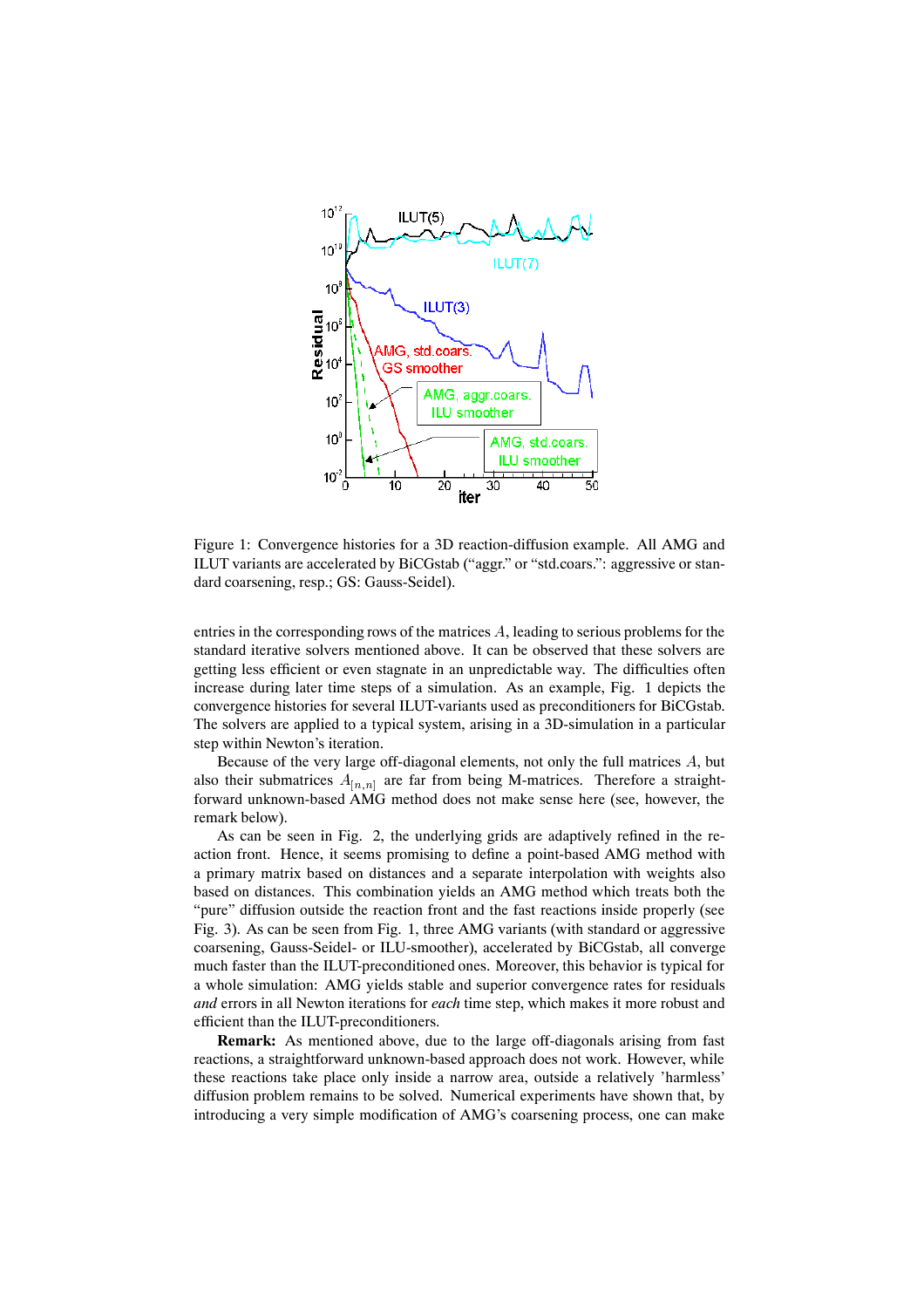Figure 1: Convergence histories for a 3D reaction-diffusion example. All AMG and ILUT variants are accelerated by BiCGstab ("aggr." or "std.coars.": aggressive or standard coarsening, resp.; GS: Gauss-Seidel).

entries in the corresponding rows of the matrices $A$, leading to serious problems for the standard iterative solvers mentioned above. It can be observed that these solvers are getting less efficient or even stagnate in an unpredictable way. The difficulties often increase during later time steps of a simulation. As an example, Fig. 1 depicts the convergence histories for several ILUT-variants used as preconditioners for BiCGstab. The solvers are applied to a typical system, arising in a 3D-simulation in a particular step within Newton's iteration.

Because of the very large off-diagonal elements, not only the full matrices $A$, but also their submatrices $A_{[n,n]}$ are far from being M-matrices. Therefore a straightforward unknown-based AMG method does not make sense here (see, however, the remark below).

As can be seen in Fig. 2, the underlying grids are adaptively refined in the reaction front. Hence, it seems promising to define a point-based AMG method with a primary matrix based on distances and a separate interpolation with weights also based on distances. This combination yields an AMG method which treats both the "pure" diffusion outside the reaction front and the fast reactions inside properly (see Fig. 3). As can be seen from Fig. 1, three AMG variants (with standard or aggressive coarsening, Gauss-Seidel- or ILU-smoother), accelerated by BiCGstab, all converge much faster than the ILUT-preconditioned ones. Moreover, this behavior is typical for a whole simulation: AMG yields stable and superior convergence rates for residuals *and* errors in all Newton iterations for *each* time step, which makes it more robust and efficient than the ILUT-preconditioners.

**Remark:** As mentioned above, due to the large off-diagonals arising from fast reactions, a straightforward unknown-based approach does not work. However, while these reactions take place only inside a narrow area, outside a relatively 'harmless' diffusion problem remains to be solved. Numerical experiments have shown that, by introducing a very simple modification of AMG's coarsening process, one can make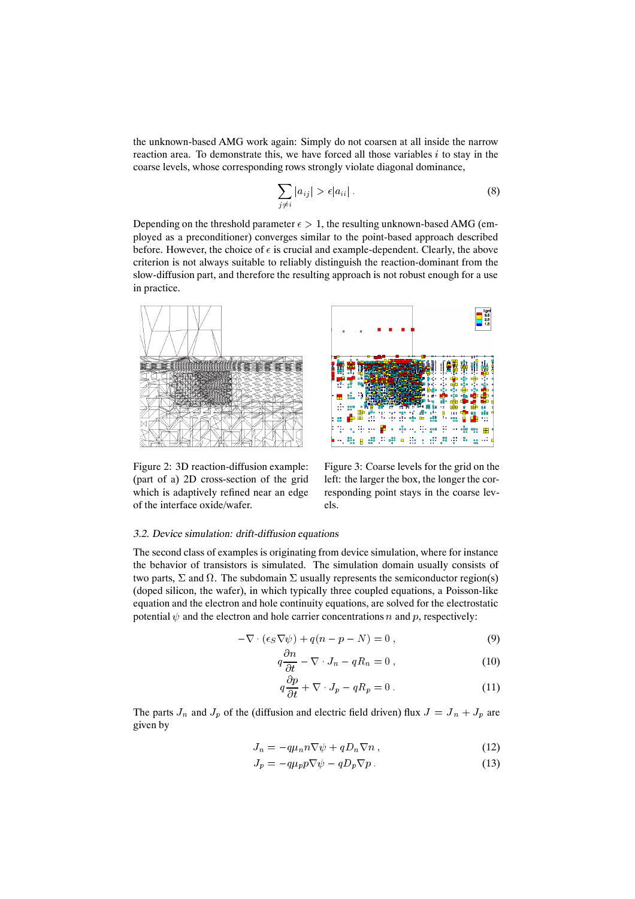the unknown-based AMG work again: Simply do not coarsen at all inside the narrow reaction area. To demonstrate this, we have forced all those variables $i$ to stay in the coarse levels, whose corresponding rows strongly violate diagonal dominance,

$$\sum_{j \neq i} |a_{ij}| > \epsilon |a_{ii}| \,. \tag{8}$$

Depending on the threshold parameter $\epsilon > 1$, the resulting unknown-based AMG (employed as a preconditioner) converges similar to the point-based approach described before. However, the choice of $\epsilon$ is crucial and example-dependent. Clearly, the above criterion is not always suitable to reliably distinguish the reaction-dominant from the slow-diffusion part, and therefore the resulting approach is not robust enough for a use in practice.

Figure 2: 3D reaction-diffusion example: (part of a) 2D cross-section of the grid which is adaptively refined near an edge of the interface oxide/wafer.

Figure 3: Coarse levels for the grid on the left: the larger the box, the longer the corresponding point stays in the coarse levels.

### 3.2. Device simulation: drift-diffusion equations

The second class of examples is originating from device simulation, where for instance the behavior of transistors is simulated. The simulation domain usually consists of two parts, $\Sigma$ and $\Omega$. The subdomain $\Sigma$ usually represents the semiconductor region(s) (doped silicon, the wafer), in which typically three coupled equations, a Poisson-like equation and the electron and hole continuity equations, are solved for the electrostatic potential $\psi$ and the electron and hole carrier concentrations $n$ and $p$, respectively:

$$-\nabla \cdot (\epsilon_S \nabla \psi) + q(n - p - N) = 0 \,, \tag{9}$$

$$q\frac{\partial n}{\partial t} - \nabla \cdot J_n - qR_n = 0 \,, \tag{10}$$

$$q\frac{\partial p}{\partial t} + \nabla \cdot J_p - qR_p = 0 \,. \tag{11}$$

The parts $J_n$ and $J_p$ of the (diffusion and electric field driven) flux $J = J_n + J_p$ are given by

$$J_n = -q\mu_n n \nabla \psi + qD_n \nabla n \,, \tag{12}$$

$$J_p = -q\mu_p p \nabla \psi - qD_p \nabla p \,. \tag{13}$$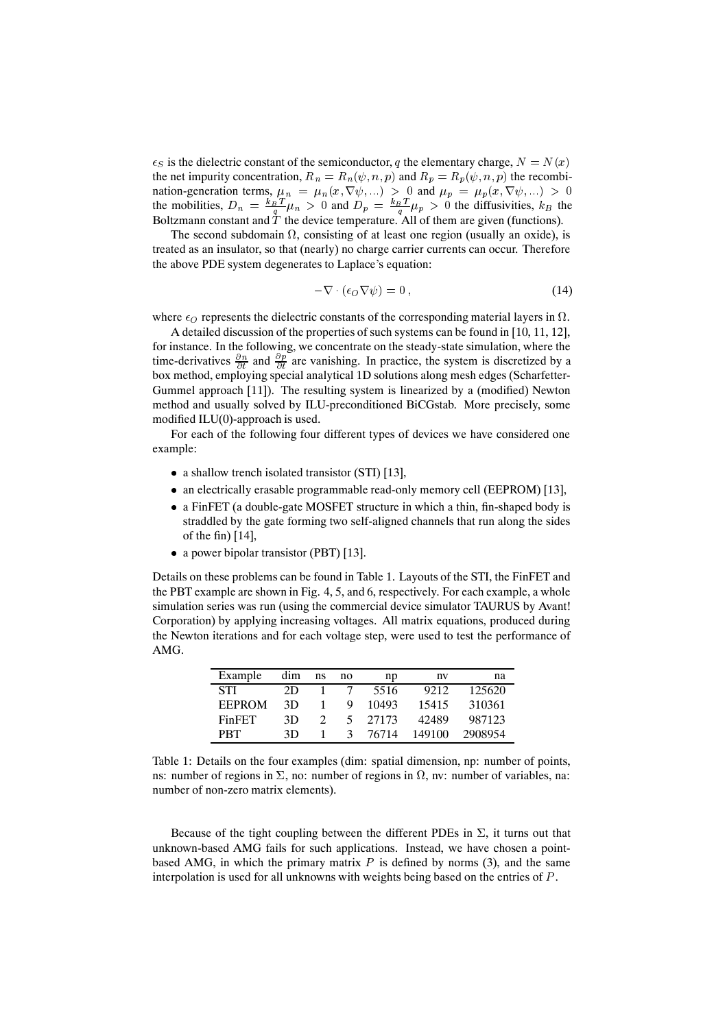$\epsilon_S$ is the dielectric constant of the semiconductor, $q$ the elementary charge, $N = N(x)$ the net impurity concentration, $R_n = R_n(\psi, n, p)$ and $R_p = R_p(\psi, n, p)$ the recombination-generation terms, $\mu_n = \mu_n(x, \nabla\psi, \ldots) > 0$ and $\mu_p = \mu_p(x, \nabla\psi, \ldots) > 0$ the mobilities, $D_n = \frac{k_B T}{q}\mu_n > 0$ and $D_p = \frac{k_B T}{q}\mu_p > 0$ the diffusivities, $k_B$ the Boltzmann constant and $T$ the device temperature. All of them are given (functions).

The second subdomain $\Omega$, consisting of at least one region (usually an oxide), is treated as an insulator, so that (nearly) no charge carrier currents can occur. Therefore the above PDE system degenerates to Laplace's equation:

$$-\nabla \cdot (\epsilon_O \nabla\psi) = 0\,, \tag{14}$$

where $\epsilon_O$ represents the dielectric constants of the corresponding material layers in $\Omega$.

A detailed discussion of the properties of such systems can be found in [10, 11, 12], for instance. In the following, we concentrate on the steady-state simulation, where the time-derivatives $\frac{\partial n}{\partial t}$ and $\frac{\partial p}{\partial t}$ are vanishing. In practice, the system is discretized by a box method, employing special analytical 1D solutions along mesh edges (Scharfetter-Gummel approach [11]). The resulting system is linearized by a (modified) Newton method and usually solved by ILU-preconditioned BiCGstab. More precisely, some modified ILU(0)-approach is used.

For each of the following four different types of devices we have considered one example:

- a shallow trench isolated transistor (STI) [13],
- an electrically erasable programmable read-only memory cell (EEPROM) [13],
- a FinFET (a double-gate MOSFET structure in which a thin, fin-shaped body is straddled by the gate forming two self-aligned channels that run along the sides of the fin) [14],
- a power bipolar transistor (PBT) [13].

Details on these problems can be found in Table 1. Layouts of the STI, the FinFET and the PBT example are shown in Fig. 4, 5, and 6, respectively. For each example, a whole simulation series was run (using the commercial device simulator TAURUS by Avant! Corporation) by applying increasing voltages. All matrix equations, produced during the Newton iterations and for each voltage step, were used to test the performance of AMG.

| Example | dim | ns | no | np | nv | na |
|---|---|---|---|---|---|---|
| STI | 2D | 1 | 7 | 5516 | 9212 | 125620 |
| EEPROM | 3D | 1 | 9 | 10493 | 15415 | 310361 |
| FinFET | 3D | 2 | 5 | 27173 | 42489 | 987123 |
| PBT | 3D | 1 | 3 | 76714 | 149100 | 2908954 |

Table 1: Details on the four examples (dim: spatial dimension, np: number of points, ns: number of regions in $\Sigma$, no: number of regions in $\Omega$, nv: number of variables, na: number of non-zero matrix elements).

Because of the tight coupling between the different PDEs in $\Sigma$, it turns out that unknown-based AMG fails for such applications. Instead, we have chosen a point-based AMG, in which the primary matrix $P$ is defined by norms (3), and the same interpolation is used for all unknowns with weights being based on the entries of $P$.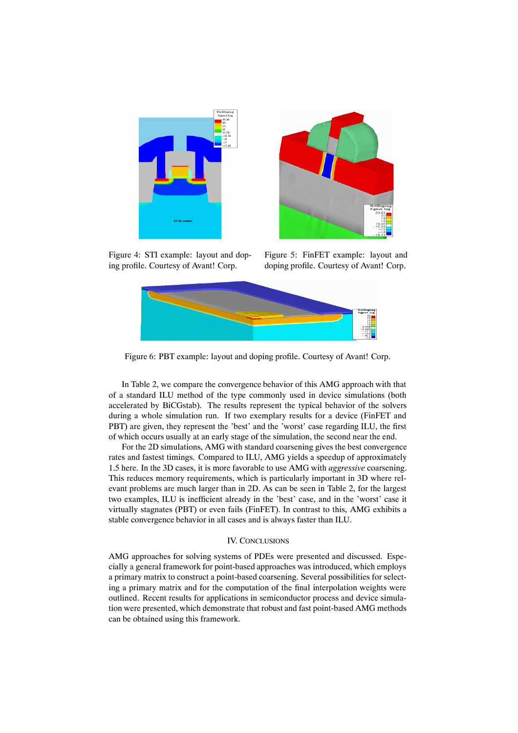Figure 4: STI example: layout and doping profile. Courtesy of Avant! Corp.

Figure 5: FinFET example: layout and doping profile. Courtesy of Avant! Corp.

Figure 6: PBT example: layout and doping profile. Courtesy of Avant! Corp.

In Table 2, we compare the convergence behavior of this AMG approach with that of a standard ILU method of the type commonly used in device simulations (both accelerated by BiCGstab). The results represent the typical behavior of the solvers during a whole simulation run. If two exemplary results for a device (FinFET and PBT) are given, they represent the 'best' and the 'worst' case regarding ILU, the first of which occurs usually at an early stage of the simulation, the second near the end.

For the 2D simulations, AMG with standard coarsening gives the best convergence rates and fastest timings. Compared to ILU, AMG yields a speedup of approximately 1.5 here. In the 3D cases, it is more favorable to use AMG with *aggressive* coarsening. This reduces memory requirements, which is particularly important in 3D where relevant problems are much larger than in 2D. As can be seen in Table 2, for the largest two examples, ILU is inefficient already in the 'best' case, and in the 'worst' case it virtually stagnates (PBT) or even fails (FinFET). In contrast to this, AMG exhibits a stable convergence behavior in all cases and is always faster than ILU.

## IV. Conclusions

AMG approaches for solving systems of PDEs were presented and discussed. Especially a general framework for point-based approaches was introduced, which employs a primary matrix to construct a point-based coarsening. Several possibilities for selecting a primary matrix and for the computation of the final interpolation weights were outlined. Recent results for applications in semiconductor process and device simulation were presented, which demonstrate that robust and fast point-based AMG methods can be obtained using this framework.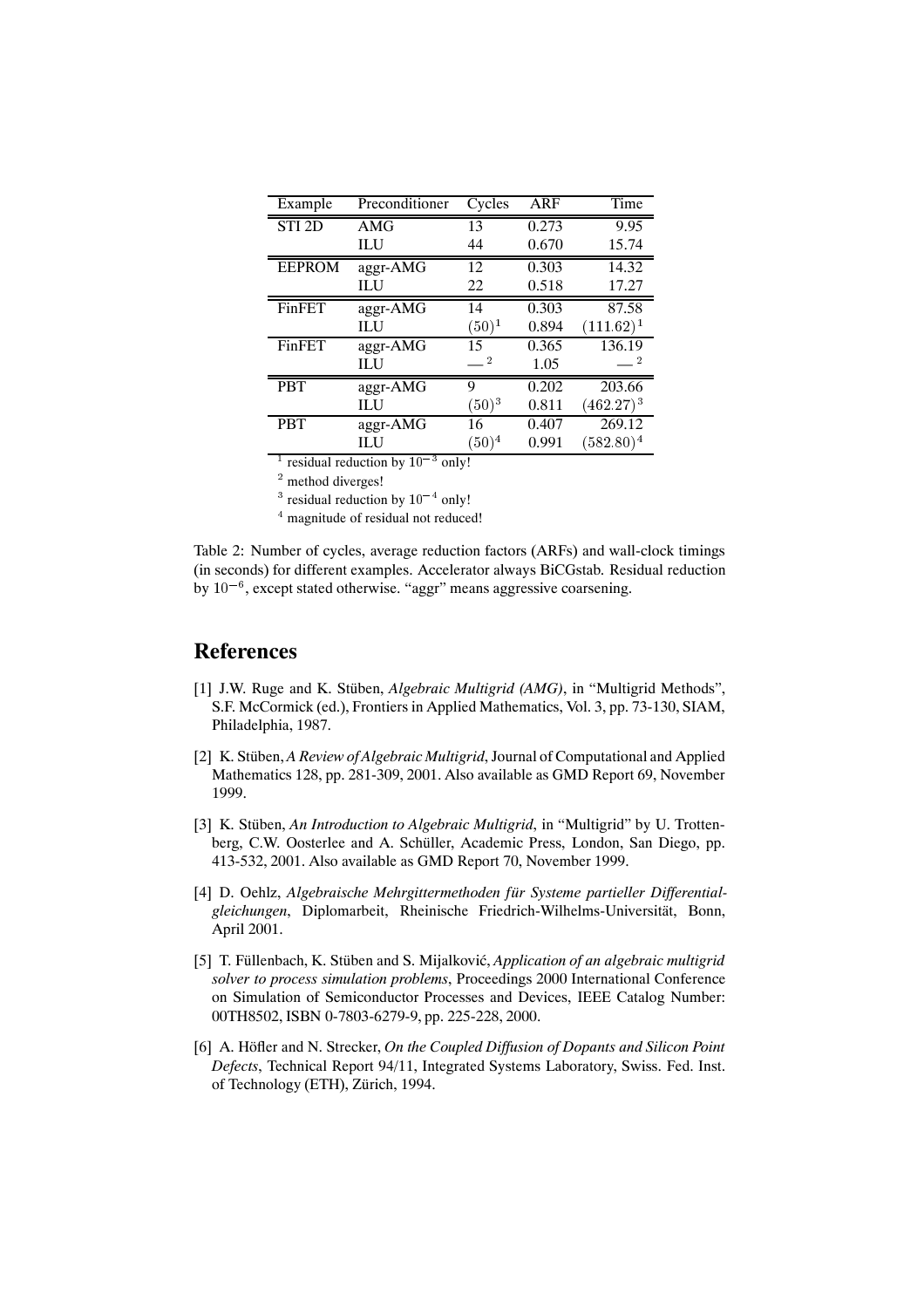| Example | Preconditioner | Cycles | ARF | Time |
|---|---|---|---|---|
| STI 2D | AMG | 13 | 0.273 | 9.95 |
| | ILU | 44 | 0.670 | 15.74 |
| EEPROM | aggr-AMG | 12 | 0.303 | 14.32 |
| | ILU | 22 | 0.518 | 17.27 |
| FinFET | aggr-AMG | 14 | 0.303 | 87.58 |
| | ILU | $(50)^1$ | 0.894 | $(111.62)^1$ |
| FinFET | aggr-AMG | 15 | 0.365 | 136.19 |
| | ILU | $—^2$ | 1.05 | $—^2$ |
| PBT | aggr-AMG | 9 | 0.202 | 203.66 |
| | ILU | $(50)^3$ | 0.811 | $(462.27)^3$ |
| PBT | aggr-AMG | 16 | 0.407 | 269.12 |
| | ILU | $(50)^4$ | 0.991 | $(582.80)^4$ |

[1] residual reduction by $10^{-3}$ only!

[2] method diverges!

[3] residual reduction by $10^{-4}$ only!

[4] magnitude of residual not reduced!

Table 2: Number of cycles, average reduction factors (ARFs) and wall-clock timings (in seconds) for different examples. Accelerator always BiCGstab. Residual reduction by $10^{-6}$, except stated otherwise. "aggr" means aggressive coarsening.

## References

[1] J.W. Ruge and K. Stüben, *Algebraic Multigrid (AMG)*, in "Multigrid Methods", S.F. McCormick (ed.), Frontiers in Applied Mathematics, Vol. 3, pp. 73-130, SIAM, Philadelphia, 1987.

[2] K. Stüben, *A Review of Algebraic Multigrid*, Journal of Computational and Applied Mathematics 128, pp. 281-309, 2001. Also available as GMD Report 69, November 1999.

[3] K. Stüben, *An Introduction to Algebraic Multigrid*, in "Multigrid" by U. Trottenberg, C.W. Oosterlee and A. Schüller, Academic Press, London, San Diego, pp. 413-532, 2001. Also available as GMD Report 70, November 1999.

[4] D. Oehlz, *Algebraische Mehrgittermethoden für Systeme partieller Differentialgleichungen*, Diplomarbeit, Rheinische Friedrich-Wilhelms-Universität, Bonn, April 2001.

[5] T. Füllenbach, K. Stüben and S. Mijalković, *Application of an algebraic multigrid solver to process simulation problems*, Proceedings 2000 International Conference on Simulation of Semiconductor Processes and Devices, IEEE Catalog Number: 00TH8502, ISBN 0-7803-6279-9, pp. 225-228, 2000.

[6] A. Höfler and N. Strecker, *On the Coupled Diffusion of Dopants and Silicon Point Defects*, Technical Report 94/11, Integrated Systems Laboratory, Swiss. Fed. Inst. of Technology (ETH), Zürich, 1994.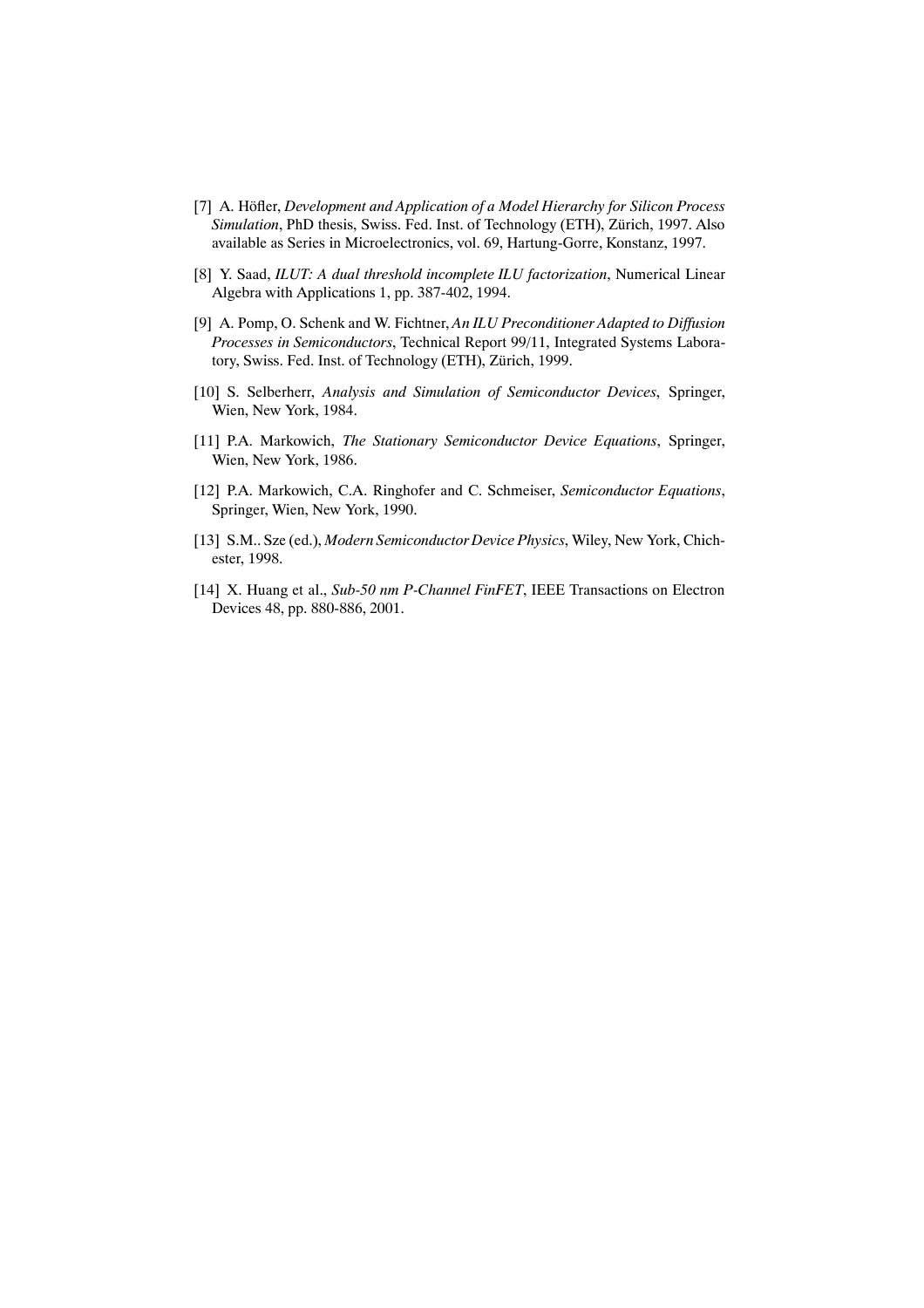[7] A. Höfler, *Development and Application of a Model Hierarchy for Silicon Process Simulation*, PhD thesis, Swiss. Fed. Inst. of Technology (ETH), Zürich, 1997. Also available as Series in Microelectronics, vol. 69, Hartung-Gorre, Konstanz, 1997.

[8] Y. Saad, *ILUT: A dual threshold incomplete ILU factorization*, Numerical Linear Algebra with Applications 1, pp. 387-402, 1994.

[9] A. Pomp, O. Schenk and W. Fichtner, *An ILU Preconditioner Adapted to Diffusion Processes in Semiconductors*, Technical Report 99/11, Integrated Systems Laboratory, Swiss. Fed. Inst. of Technology (ETH), Zürich, 1999.

[10] S. Selberherr, *Analysis and Simulation of Semiconductor Devices*, Springer, Wien, New York, 1984.

[11] P.A. Markowich, *The Stationary Semiconductor Device Equations*, Springer, Wien, New York, 1986.

[12] P.A. Markowich, C.A. Ringhofer and C. Schmeiser, *Semiconductor Equations*, Springer, Wien, New York, 1990.

[13] S.M.. Sze (ed.), *Modern Semiconductor Device Physics*, Wiley, New York, Chichester, 1998.

[14] X. Huang et al., *Sub-50 nm P-Channel FinFET*, IEEE Transactions on Electron Devices 48, pp. 880-886, 2001.